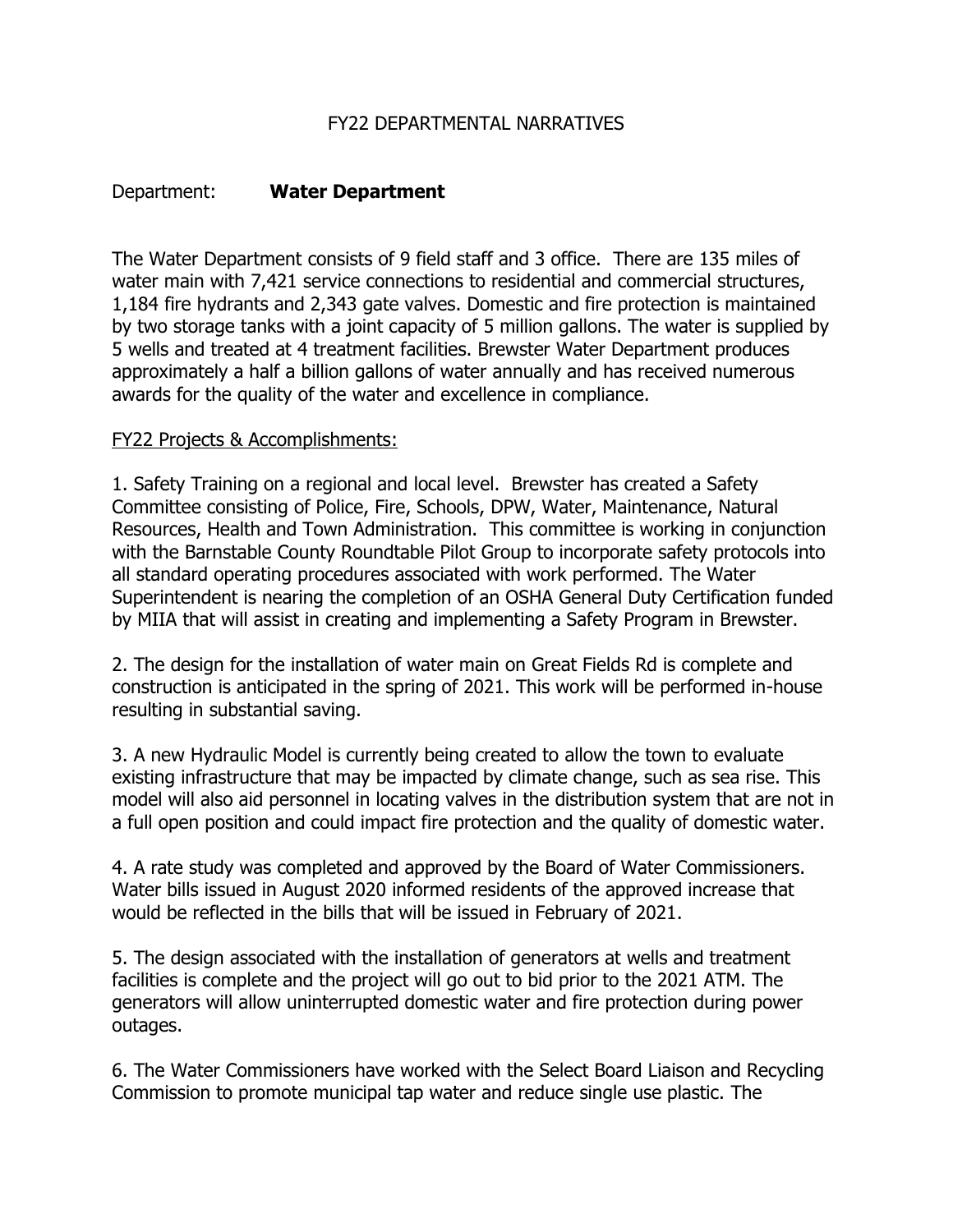# FY22 DEPARTMENTAL NARRATIVES

Department: **Water Department**

The Water Department consists of 9 field staff and 3 office. There are 135 miles of water main with 7,421 service connections to residential and commercial structures, 1,184 fire hydrants and 2,343 gate valves. Domestic and fire protection is maintained by two storage tanks with a joint capacity of 5 million gallons. The water is supplied by 5 wells and treated at 4 treatment facilities. Brewster Water Department produces approximately a half a billion gallons of water annually and has received numerous awards for the quality of the water and excellence in compliance.

<u>FY22 Projects & Accomplishments:</u>

1. Safety Training on a regional and local level. Brewster has created a Safety Committee consisting of Police, Fire, Schools, DPW, Water, Maintenance, Natural Resources, Health and Town Administration. This committee is working in conjunction with the Barnstable County Roundtable Pilot Group to incorporate safety protocols into all standard operating procedures associated with work performed. The Water Superintendent is nearing the completion of an OSHA General Duty Certification funded by MIIA that will assist in creating and implementing a Safety Program in Brewster.

2. The design for the installation of water main on Great Fields Rd is complete and construction is anticipated in the spring of 2021. This work will be performed in-house resulting in substantial saving.

3. A new Hydraulic Model is currently being created to allow the town to evaluate existing infrastructure that may be impacted by climate change, such as sea rise. This model will also aid personnel in locating valves in the distribution system that are not in a full open position and could impact fire protection and the quality of domestic water.

4. A rate study was completed and approved by the Board of Water Commissioners. Water bills issued in August 2020 informed residents of the approved increase that would be reflected in the bills that will be issued in February of 2021.

5. The design associated with the installation of generators at wells and treatment facilities is complete and the project will go out to bid prior to the 2021 ATM. The generators will allow uninterrupted domestic water and fire protection during power outages.

6. The Water Commissioners have worked with the Select Board Liaison and Recycling Commission to promote municipal tap water and reduce single use plastic. The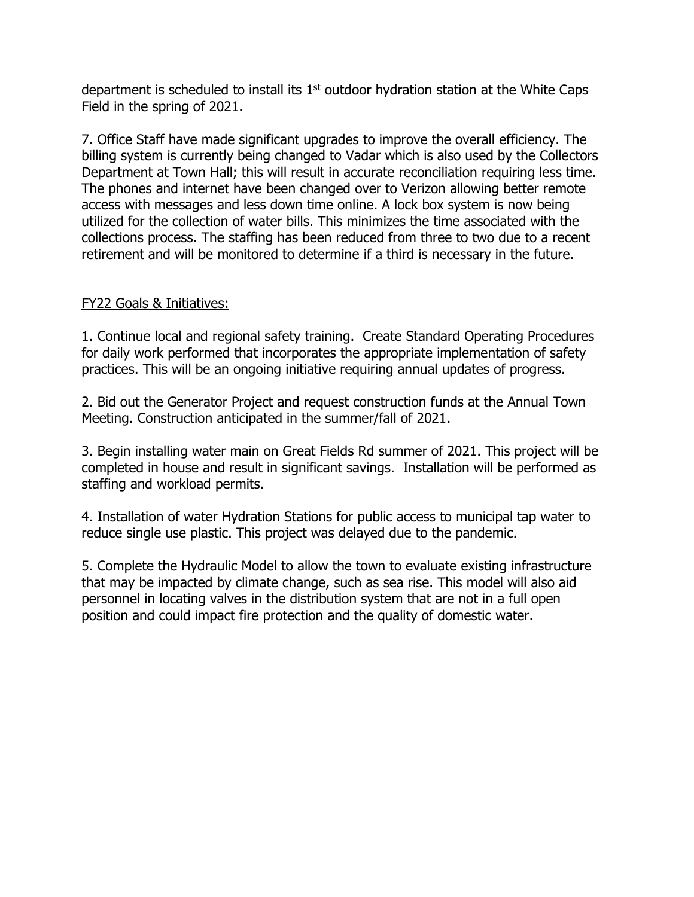department is scheduled to install its 1st outdoor hydration station at the White Caps Field in the spring of 2021.

7. Office Staff have made significant upgrades to improve the overall efficiency. The billing system is currently being changed to Vadar which is also used by the Collectors Department at Town Hall; this will result in accurate reconciliation requiring less time. The phones and internet have been changed over to Verizon allowing better remote access with messages and less down time online. A lock box system is now being utilized for the collection of water bills. This minimizes the time associated with the collections process. The staffing has been reduced from three to two due to a recent retirement and will be monitored to determine if a third is necessary in the future.

FY22 Goals & Initiatives:

1. Continue local and regional safety training. Create Standard Operating Procedures for daily work performed that incorporates the appropriate implementation of safety practices. This will be an ongoing initiative requiring annual updates of progress.

2. Bid out the Generator Project and request construction funds at the Annual Town Meeting. Construction anticipated in the summer/fall of 2021.

3. Begin installing water main on Great Fields Rd summer of 2021. This project will be completed in house and result in significant savings. Installation will be performed as staffing and workload permits.

4. Installation of water Hydration Stations for public access to municipal tap water to reduce single use plastic. This project was delayed due to the pandemic.

5. Complete the Hydraulic Model to allow the town to evaluate existing infrastructure that may be impacted by climate change, such as sea rise. This model will also aid personnel in locating valves in the distribution system that are not in a full open position and could impact fire protection and the quality of domestic water.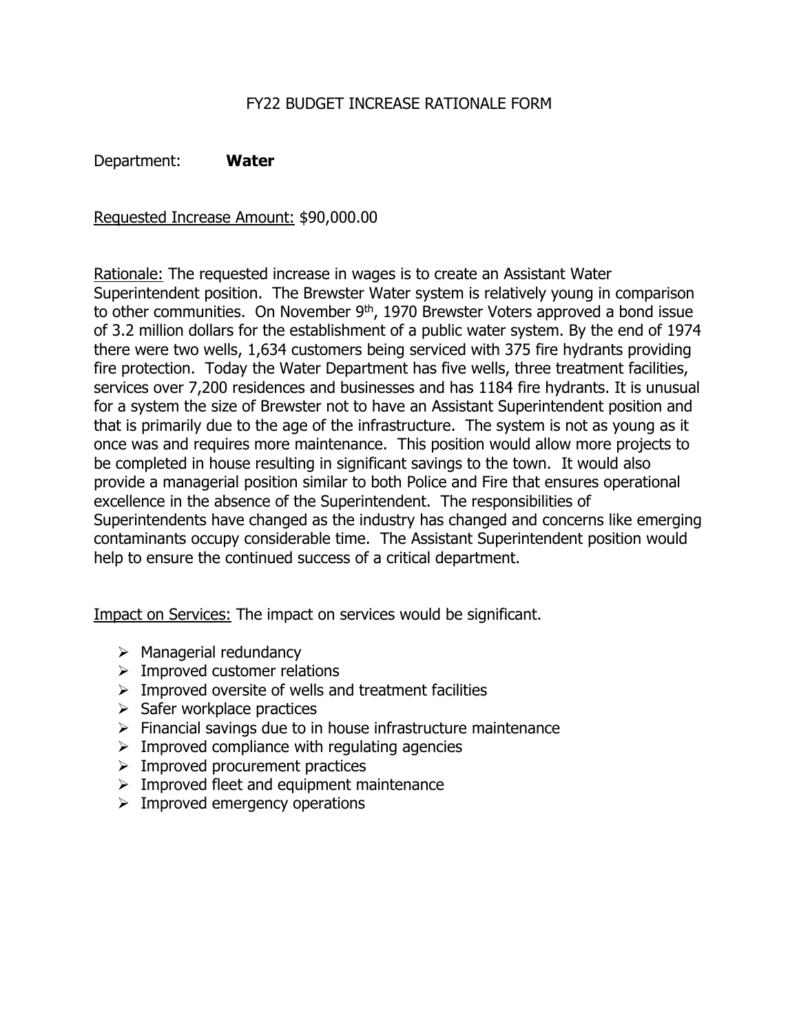# FY22 BUDGET INCREASE RATIONALE FORM

Department: **Water**

Requested Increase Amount: $90,000.00

Rationale: The requested increase in wages is to create an Assistant Water Superintendent position. The Brewster Water system is relatively young in comparison to other communities. On November 9th, 1970 Brewster Voters approved a bond issue of 3.2 million dollars for the establishment of a public water system. By the end of 1974 there were two wells, 1,634 customers being serviced with 375 fire hydrants providing fire protection. Today the Water Department has five wells, three treatment facilities, services over 7,200 residences and businesses and has 1184 fire hydrants. It is unusual for a system the size of Brewster not to have an Assistant Superintendent position and that is primarily due to the age of the infrastructure. The system is not as young as it once was and requires more maintenance. This position would allow more projects to be completed in house resulting in significant savings to the town. It would also provide a managerial position similar to both Police and Fire that ensures operational excellence in the absence of the Superintendent. The responsibilities of Superintendents have changed as the industry has changed and concerns like emerging contaminants occupy considerable time. The Assistant Superintendent position would help to ensure the continued success of a critical department.

Impact on Services: The impact on services would be significant.

- Managerial redundancy
- Improved customer relations
- Improved oversite of wells and treatment facilities
- Safer workplace practices
- Financial savings due to in house infrastructure maintenance
- Improved compliance with regulating agencies
- Improved procurement practices
- Improved fleet and equipment maintenance
- Improved emergency operations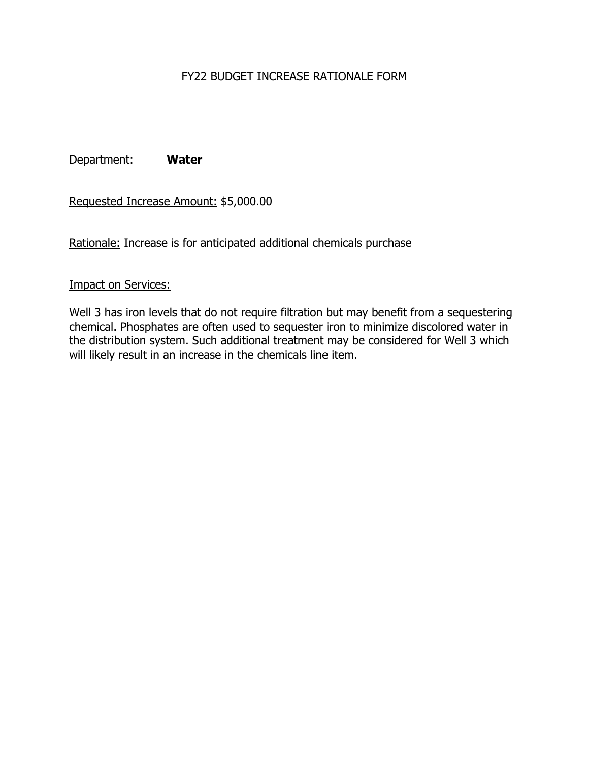# FY22 BUDGET INCREASE RATIONALE FORM

Department: **Water**

Requested Increase Amount: $5,000.00

Rationale: Increase is for anticipated additional chemicals purchase

Impact on Services:

Well 3 has iron levels that do not require filtration but may benefit from a sequestering chemical. Phosphates are often used to sequester iron to minimize discolored water in the distribution system. Such additional treatment may be considered for Well 3 which will likely result in an increase in the chemicals line item.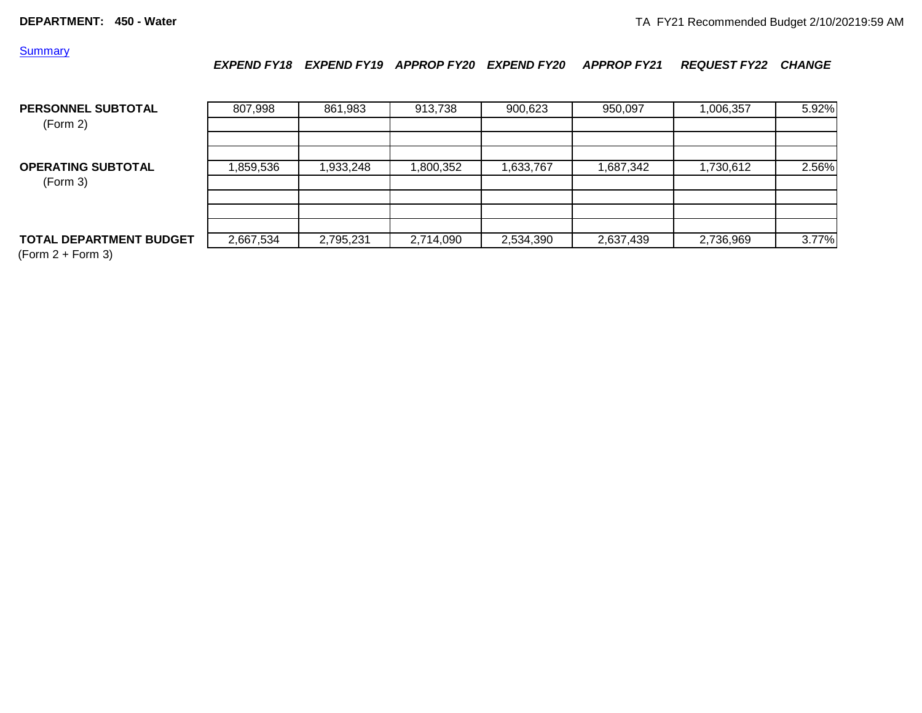**DEPARTMENT: 450 - Water**

TA FY21 Recommended Budget 2/10/20219:59 AM

Summary

| | EXPEND FY18 | EXPEND FY19 | APPROP FY20 | EXPEND FY20 | APPROP FY21 | REQUEST FY22 | CHANGE |
|---|---|---|---|---|---|---|---|
| **PERSONNEL SUBTOTAL** (Form 2) | 807,998 | 861,983 | 913,738 | 900,623 | 950,097 | 1,006,357 | 5.92% |
| **OPERATING SUBTOTAL** (Form 3) | 1,859,536 | 1,933,248 | 1,800,352 | 1,633,767 | 1,687,342 | 1,730,612 | 2.56% |
| **TOTAL DEPARTMENT BUDGET** (Form 2 + Form 3) | 2,667,534 | 2,795,231 | 2,714,090 | 2,534,390 | 2,637,439 | 2,736,969 | 3.77% |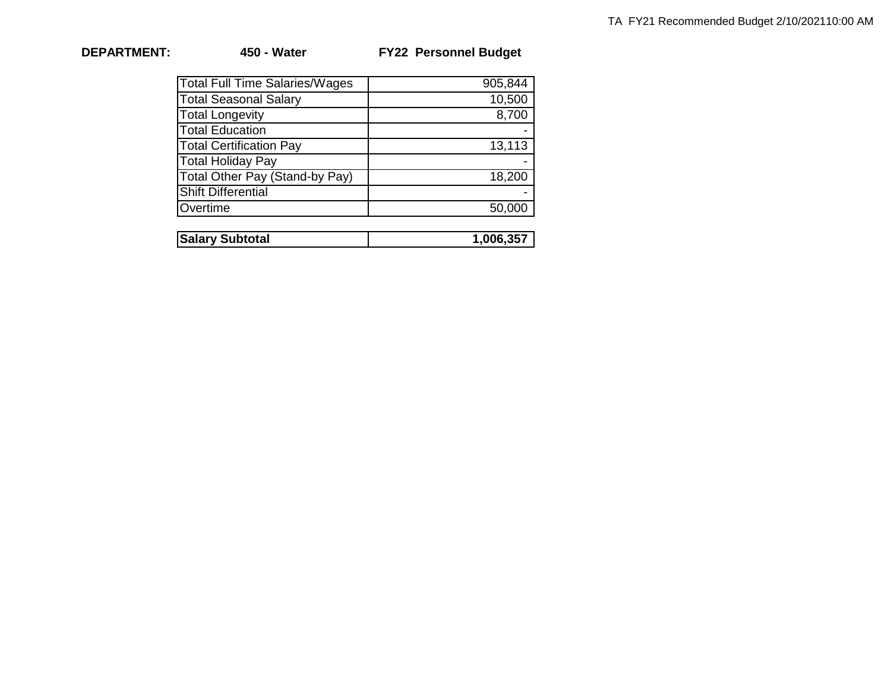**DEPARTMENT:** **450 - Water** **FY22 Personnel Budget**

| | |
|---|---:|
| Total Full Time Salaries/Wages | 905,844 |
| Total Seasonal Salary | 10,500 |
| Total Longevity | 8,700 |
| Total Education | - |
| Total Certification Pay | 13,113 |
| Total Holiday Pay | - |
| Total Other Pay (Stand-by Pay) | 18,200 |
| Shift Differential | - |
| Overtime | 50,000 |

| | |
|---|---:|
| **Salary Subtotal** | **1,006,357** |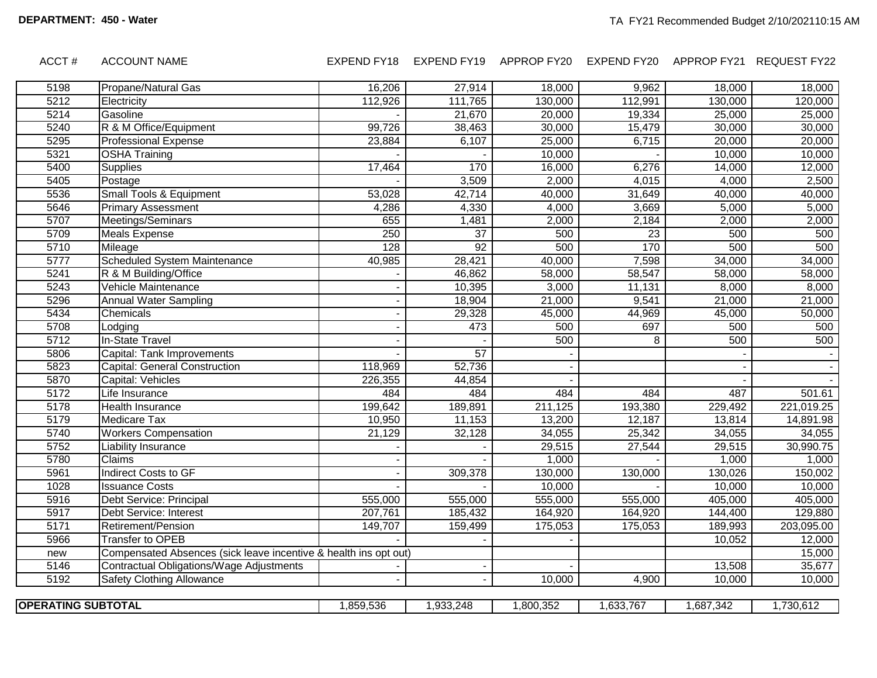**DEPARTMENT: 450 - Water**

TA FY21 Recommended Budget 2/10/2021 10:15 AM

| ACCT # | ACCOUNT NAME | EXPEND FY18 | EXPEND FY19 | APPROP FY20 | EXPEND FY20 | APPROP FY21 | REQUEST FY22 |
|---|---|---|---|---|---|---|---|
| 5198 | Propane/Natural Gas | 16,206 | 27,914 | 18,000 | 9,962 | 18,000 | 18,000 |
| 5212 | Electricity | 112,926 | 111,765 | 130,000 | 112,991 | 130,000 | 120,000 |
| 5214 | Gasoline | - | 21,670 | 20,000 | 19,334 | 25,000 | 25,000 |
| 5240 | R & M Office/Equipment | 99,726 | 38,463 | 30,000 | 15,479 | 30,000 | 30,000 |
| 5295 | Professional Expense | 23,884 | 6,107 | 25,000 | 6,715 | 20,000 | 20,000 |
| 5321 | OSHA Training | - | - | 10,000 | - | 10,000 | 10,000 |
| 5400 | Supplies | 17,464 | 170 | 16,000 | 6,276 | 14,000 | 12,000 |
| 5405 | Postage | - | 3,509 | 2,000 | 4,015 | 4,000 | 2,500 |
| 5536 | Small Tools & Equipment | 53,028 | 42,714 | 40,000 | 31,649 | 40,000 | 40,000 |
| 5646 | Primary Assessment | 4,286 | 4,330 | 4,000 | 3,669 | 5,000 | 5,000 |
| 5707 | Meetings/Seminars | 655 | 1,481 | 2,000 | 2,184 | 2,000 | 2,000 |
| 5709 | Meals Expense | 250 | 37 | 500 | 23 | 500 | 500 |
| 5710 | Mileage | 128 | 92 | 500 | 170 | 500 | 500 |
| 5777 | Scheduled System Maintenance | 40,985 | 28,421 | 40,000 | 7,598 | 34,000 | 34,000 |
| 5241 | R & M Building/Office | - | 46,862 | 58,000 | 58,547 | 58,000 | 58,000 |
| 5243 | Vehicle Maintenance | - | 10,395 | 3,000 | 11,131 | 8,000 | 8,000 |
| 5296 | Annual Water Sampling | - | 18,904 | 21,000 | 9,541 | 21,000 | 21,000 |
| 5434 | Chemicals | - | 29,328 | 45,000 | 44,969 | 45,000 | 50,000 |
| 5708 | Lodging | - | 473 | 500 | 697 | 500 | 500 |
| 5712 | In-State Travel | - | - | 500 | 8 | 500 | 500 |
| 5806 | Capital: Tank Improvements | - | 57 | - | | - | - |
| 5823 | Capital: General Construction | 118,969 | 52,736 | - | | - | - |
| 5870 | Capital: Vehicles | 226,355 | 44,854 | - | | - | - |
| 5172 | Life Insurance | 484 | 484 | 484 | 484 | 487 | 501.61 |
| 5178 | Health Insurance | 199,642 | 189,891 | 211,125 | 193,380 | 229,492 | 221,019.25 |
| 5179 | Medicare Tax | 10,950 | 11,153 | 13,200 | 12,187 | 13,814 | 14,891.98 |
| 5740 | Workers Compensation | 21,129 | 32,128 | 34,055 | 25,342 | 34,055 | 34,055 |
| 5752 | Liability Insurance | - | - | 29,515 | 27,544 | 29,515 | 30,990.75 |
| 5780 | Claims | - | - | 1,000 | - | 1,000 | 1,000 |
| 5961 | Indirect Costs to GF | - | 309,378 | 130,000 | 130,000 | 130,026 | 150,002 |
| 1028 | Issuance Costs | - | - | 10,000 | - | 10,000 | 10,000 |
| 5916 | Debt Service: Principal | 555,000 | 555,000 | 555,000 | 555,000 | 405,000 | 405,000 |
| 5917 | Debt Service: Interest | 207,761 | 185,432 | 164,920 | 164,920 | 144,400 | 129,880 |
| 5171 | Retirement/Pension | 149,707 | 159,499 | 175,053 | 175,053 | 189,993 | 203,095.00 |
| 5966 | Transfer to OPEB | | - | - | | 10,052 | 12,000 |
| new | Compensated Absences (sick leave incentive & health ins opt out) | | | | | | 15,000 |
| 5146 | Contractual Obligations/Wage Adjustments | - | - | - | | 13,508 | 35,677 |
| 5192 | Safety Clothing Allowance | - | - | 10,000 | 4,900 | 10,000 | 10,000 |
| **OPERATING SUBTOTAL** | | 1,859,536 | 1,933,248 | 1,800,352 | 1,633,767 | 1,687,342 | 1,730,612 |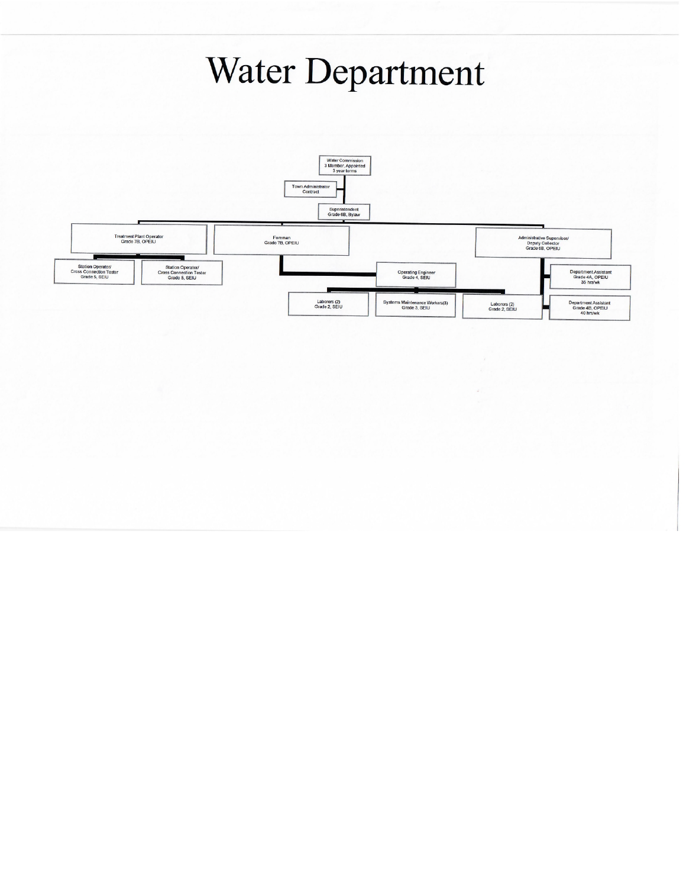# Water Department

- Water Commission
  3 Member, Appointed
  3 year terms
  - Town Administrator
    Contract
  - Superintendent
    Grade 6B, Bylaw
    - Treatment Plant Operator
      Grade 7B, OPEIU
      - Station Operator/
        Cross Connection Tester
        Grade 5, SEIU
      - Station Operator/
        Cross Connection Tester
        Grade 5, SEIU
    - Foreman
      Grade 7B, OPEIU
      - Operating Engineer
        Grade 4, SEIU
        - Laborers (2)
          Grade 2, SEIU
        - Systems Maintenance Workers(3)
          Grade 3, SEIU
        - Laborers (2)
          Grade 2, SEIU
    - Administrative Supervisor/
      Deputy Collector
      Grade 6B, OPEIU
      - Department Assistant
        Grade 4A, OPEIU
        35 hrs/wk
      - Department Assistant
        Grade 4B, OPEIU
        40 hrs/wk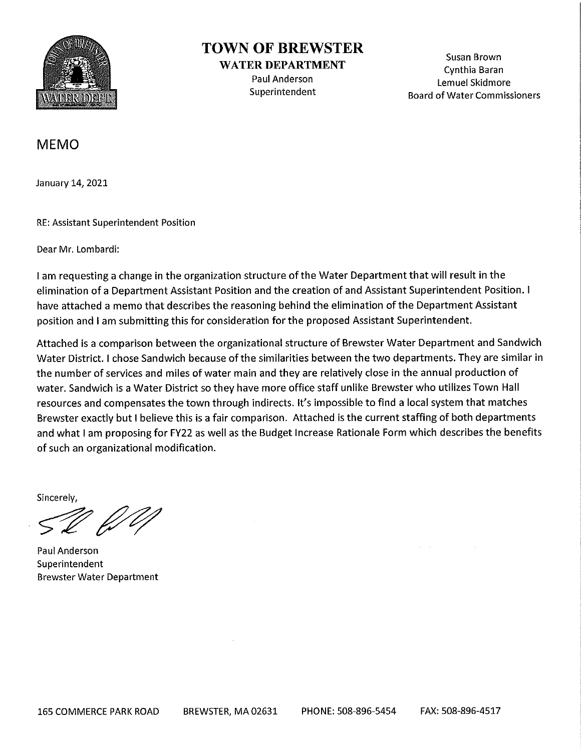# TOWN OF BREWSTER

**WATER DEPARTMENT**

Paul Anderson
Superintendent

Susan Brown
Cynthia Baran
Lemuel Skidmore
Board of Water Commissioners

## MEMO

January 14, 2021

RE: Assistant Superintendent Position

Dear Mr. Lombardi:

I am requesting a change in the organization structure of the Water Department that will result in the elimination of a Department Assistant Position and the creation of and Assistant Superintendent Position. I have attached a memo that describes the reasoning behind the elimination of the Department Assistant position and I am submitting this for consideration for the proposed Assistant Superintendent.

Attached is a comparison between the organizational structure of Brewster Water Department and Sandwich Water District. I chose Sandwich because of the similarities between the two departments. They are similar in the number of services and miles of water main and they are relatively close in the annual production of water. Sandwich is a Water District so they have more office staff unlike Brewster who utilizes Town Hall resources and compensates the town through indirects. It's impossible to find a local system that matches Brewster exactly but I believe this is a fair comparison. Attached is the current staffing of both departments and what I am proposing for FY22 as well as the Budget Increase Rationale Form which describes the benefits of such an organizational modification.

Sincerely,

Paul Anderson
Superintendent
Brewster Water Department

165 COMMERCE PARK ROAD BREWSTER, MA 02631 PHONE: 508-896-5454 FAX: 508-896-4517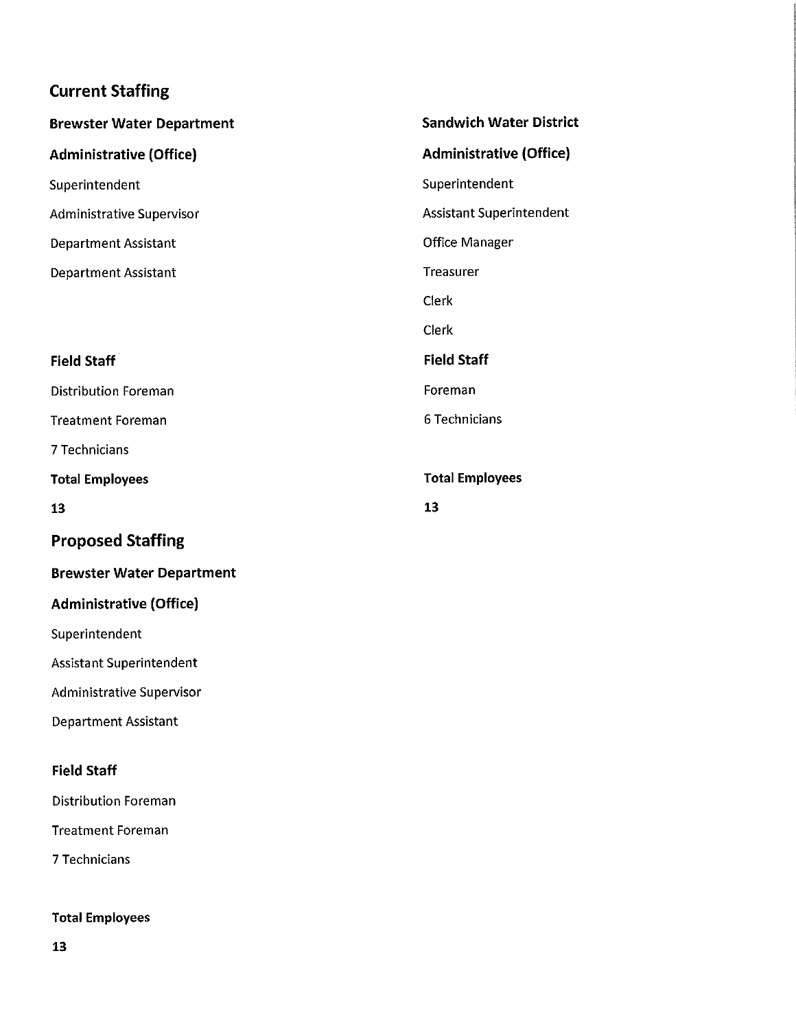## Current Staffing

### Brewster Water Department

**Administrative (Office)**

Superintendent

Administrative Supervisor

Department Assistant

Department Assistant

**Field Staff**

Distribution Foreman

Treatment Foreman

7 Technicians

**Total Employees**

**13**

### Sandwich Water District

**Administrative (Office)**

Superintendent

Assistant Superintendent

Office Manager

Treasurer

Clerk

Clerk

**Field Staff**

Foreman

6 Technicians

**Total Employees**

**13**

## Proposed Staffing

### Brewster Water Department

**Administrative (Office)**

Superintendent

Assistant Superintendent

Administrative Supervisor

Department Assistant

**Field Staff**

Distribution Foreman

Treatment Foreman

7 Technicians

**Total Employees**

**13**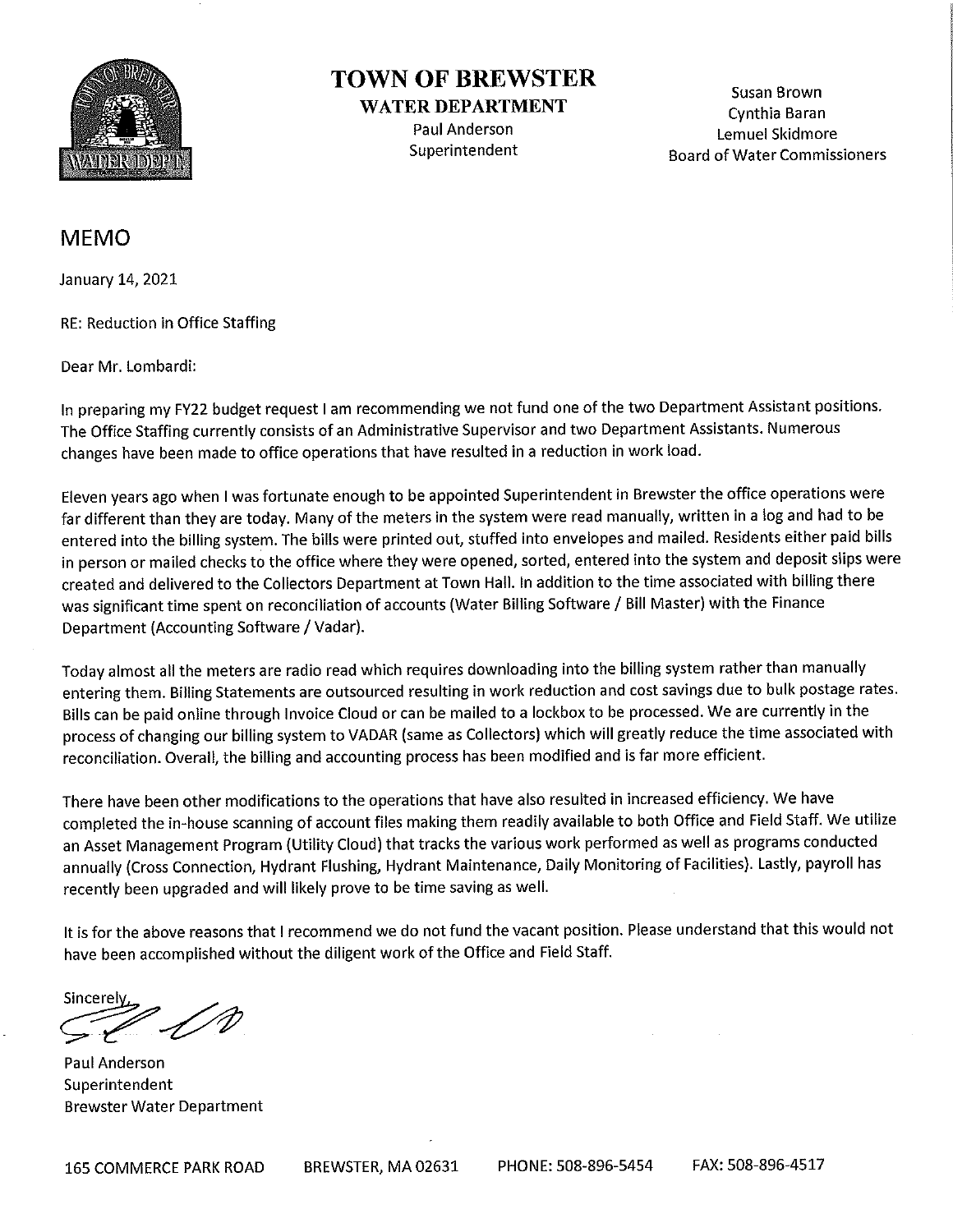# TOWN OF BREWSTER

**WATER DEPARTMENT**

Paul Anderson
Superintendent

Susan Brown
Cynthia Baran
Lemuel Skidmore
Board of Water Commissioners

## MEMO

January 14, 2021

RE: Reduction in Office Staffing

Dear Mr. Lombardi:

In preparing my FY22 budget request I am recommending we not fund one of the two Department Assistant positions. The Office Staffing currently consists of an Administrative Supervisor and two Department Assistants. Numerous changes have been made to office operations that have resulted in a reduction in work load.

Eleven years ago when I was fortunate enough to be appointed Superintendent in Brewster the office operations were far different than they are today. Many of the meters in the system were read manually, written in a log and had to be entered into the billing system. The bills were printed out, stuffed into envelopes and mailed. Residents either paid bills in person or mailed checks to the office where they were opened, sorted, entered into the system and deposit slips were created and delivered to the Collectors Department at Town Hall. In addition to the time associated with billing there was significant time spent on reconciliation of accounts (Water Billing Software / Bill Master) with the Finance Department (Accounting Software / Vadar).

Today almost all the meters are radio read which requires downloading into the billing system rather than manually entering them. Billing Statements are outsourced resulting in work reduction and cost savings due to bulk postage rates. Bills can be paid online through Invoice Cloud or can be mailed to a lockbox to be processed. We are currently in the process of changing our billing system to VADAR (same as Collectors) which will greatly reduce the time associated with reconciliation. Overall, the billing and accounting process has been modified and is far more efficient.

There have been other modifications to the operations that have also resulted in increased efficiency. We have completed the in-house scanning of account files making them readily available to both Office and Field Staff. We utilize an Asset Management Program (Utility Cloud) that tracks the various work performed as well as programs conducted annually (Cross Connection, Hydrant Flushing, Hydrant Maintenance, Daily Monitoring of Facilities). Lastly, payroll has recently been upgraded and will likely prove to be time saving as well.

It is for the above reasons that I recommend we do not fund the vacant position. Please understand that this would not have been accomplished without the diligent work of the Office and Field Staff.

Sincerely,

Paul Anderson
Superintendent
Brewster Water Department

165 COMMERCE PARK ROAD BREWSTER, MA 02631 PHONE: 508-896-5454 FAX: 508-896-4517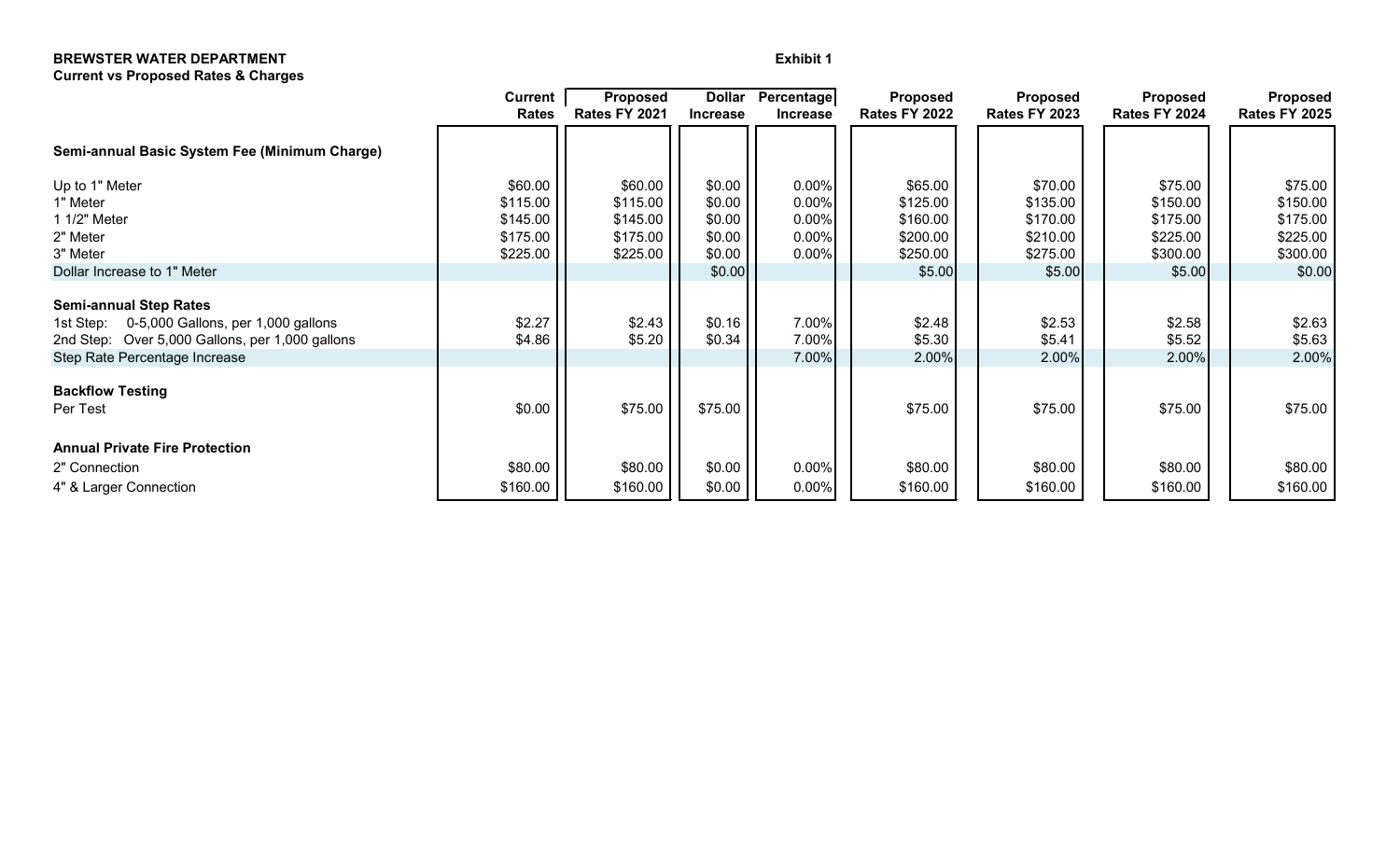**BREWSTER WATER DEPARTMENT**
**Current vs Proposed Rates & Charges**

**Exhibit 1**

| | Current Rates | Proposed Rates FY 2021 | Dollar Increase | Percentage Increase | Proposed Rates FY 2022 | Proposed Rates FY 2023 | Proposed Rates FY 2024 | Proposed Rates FY 2025 |
|---|---|---|---|---|---|---|---|---|
| **Semi-annual Basic System Fee (Minimum Charge)** | | | | | | | | |
| Up to 1" Meter | $60.00 | $60.00 | $0.00 | 0.00% | $65.00 | $70.00 | $75.00 | $75.00 |
| 1" Meter | $115.00 | $115.00 | $0.00 | 0.00% | $125.00 | $135.00 | $150.00 | $150.00 |
| 1 1/2" Meter | $145.00 | $145.00 | $0.00 | 0.00% | $160.00 | $170.00 | $175.00 | $175.00 |
| 2" Meter | $175.00 | $175.00 | $0.00 | 0.00% | $200.00 | $210.00 | $225.00 | $225.00 |
| 3" Meter | $225.00 | $225.00 | $0.00 | 0.00% | $250.00 | $275.00 | $300.00 | $300.00 |
| Dollar Increase to 1" Meter | | | $0.00 | | $5.00 | $5.00 | $5.00 | $0.00 |
| **Semi-annual Step Rates** | | | | | | | | |
| 1st Step: 0-5,000 Gallons, per 1,000 gallons | $2.27 | $2.43 | $0.16 | 7.00% | $2.48 | $2.53 | $2.58 | $2.63 |
| 2nd Step: Over 5,000 Gallons, per 1,000 gallons | $4.86 | $5.20 | $0.34 | 7.00% | $5.30 | $5.41 | $5.52 | $5.63 |
| Step Rate Percentage Increase | | | | 7.00% | 2.00% | 2.00% | 2.00% | 2.00% |
| **Backflow Testing** | | | | | | | | |
| Per Test | $0.00 | $75.00 | $75.00 | | $75.00 | $75.00 | $75.00 | $75.00 |
| **Annual Private Fire Protection** | | | | | | | | |
| 2" Connection | $80.00 | $80.00 | $0.00 | 0.00% | $80.00 | $80.00 | $80.00 | $80.00 |
| 4" & Larger Connection | $160.00 | $160.00 | $0.00 | 0.00% | $160.00 | $160.00 | $160.00 | $160.00 |